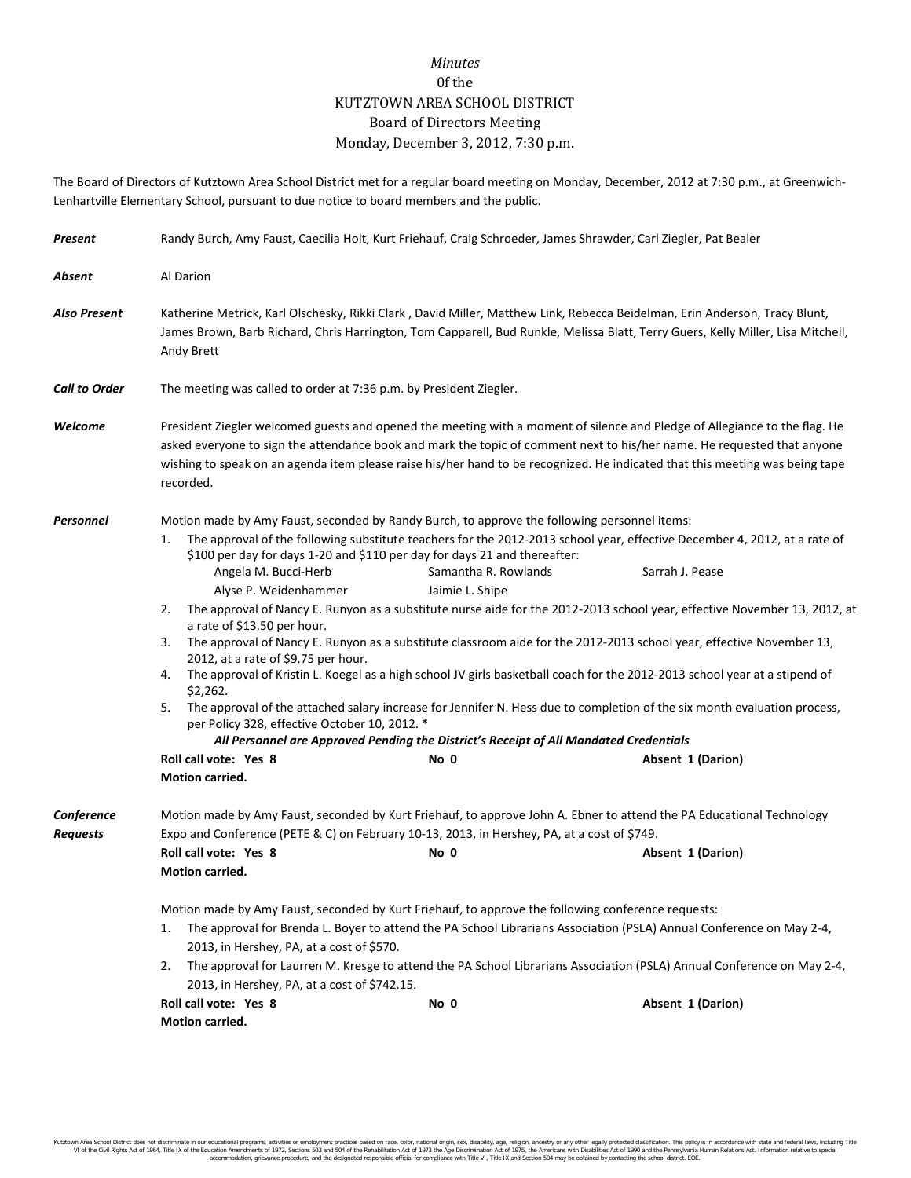*Minutes*
0f the
KUTZTOWN AREA SCHOOL DISTRICT
Board of Directors Meeting
Monday, December 3, 2012, 7:30 p.m.

The Board of Directors of Kutztown Area School District met for a regular board meeting on Monday, December, 2012 at 7:30 p.m., at Greenwich-Lenhartville Elementary School, pursuant to due notice to board members and the public.

***Present*** Randy Burch, Amy Faust, Caecilia Holt, Kurt Friehauf, Craig Schroeder, James Shrawder, Carl Ziegler, Pat Bealer

***Absent*** Al Darion

***Also Present*** Katherine Metrick, Karl Olschesky, Rikki Clark , David Miller, Matthew Link, Rebecca Beidelman, Erin Anderson, Tracy Blunt, James Brown, Barb Richard, Chris Harrington, Tom Capparell, Bud Runkle, Melissa Blatt, Terry Guers, Kelly Miller, Lisa Mitchell, Andy Brett

***Call to Order*** The meeting was called to order at 7:36 p.m. by President Ziegler.

***Welcome*** President Ziegler welcomed guests and opened the meeting with a moment of silence and Pledge of Allegiance to the flag. He asked everyone to sign the attendance book and mark the topic of comment next to his/her name. He requested that anyone wishing to speak on an agenda item please raise his/her hand to be recognized. He indicated that this meeting was being tape recorded.

***Personnel*** Motion made by Amy Faust, seconded by Randy Burch, to approve the following personnel items:

1. The approval of the following substitute teachers for the 2012-2013 school year, effective December 4, 2012, at a rate of $100 per day for days 1-20 and $110 per day for days 21 and thereafter:

   | | | |
   |---|---|---|
   | Angela M. Bucci-Herb | Samantha R. Rowlands | Sarrah J. Pease |
   | Alyse P. Weidenhammer | Jaimie L. Shipe | |

2. The approval of Nancy E. Runyon as a substitute nurse aide for the 2012-2013 school year, effective November 13, 2012, at a rate of $13.50 per hour.
3. The approval of Nancy E. Runyon as a substitute classroom aide for the 2012-2013 school year, effective November 13, 2012, at a rate of $9.75 per hour.
4. The approval of Kristin L. Koegel as a high school JV girls basketball coach for the 2012-2013 school year at a stipend of $2,262.
5. The approval of the attached salary increase for Jennifer N. Hess due to completion of the six month evaluation process, per Policy 328, effective October 10, 2012. *

***All Personnel are Approved Pending the District's Receipt of All Mandated Credentials***

**Roll call vote: Yes 8** **No 0** **Absent 1 (Darion)**
**Motion carried.**

***Conference Requests*** Motion made by Amy Faust, seconded by Kurt Friehauf, to approve John A. Ebner to attend the PA Educational Technology Expo and Conference (PETE & C) on February 10-13, 2013, in Hershey, PA, at a cost of $749.

**Roll call vote: Yes 8** **No 0** **Absent 1 (Darion)**
**Motion carried.**

Motion made by Amy Faust, seconded by Kurt Friehauf, to approve the following conference requests:

1. The approval for Brenda L. Boyer to attend the PA School Librarians Association (PSLA) Annual Conference on May 2-4, 2013, in Hershey, PA, at a cost of $570.
2. The approval for Laurren M. Kresge to attend the PA School Librarians Association (PSLA) Annual Conference on May 2-4, 2013, in Hershey, PA, at a cost of $742.15.

**Roll call vote: Yes 8** **No 0** **Absent 1 (Darion)**
**Motion carried.**

Kutztown Area School District does not discriminate in our educational programs, activities or employment practices based on race, color, national origin, sex, disability, age, religion, ancestry or any other legally protected classification. This policy is in accordance with state and federal laws, including Title VI of the Civil Rights Act of 1964, Title IX of the Education Amendments of 1972, Sections 503 and 504 of the Rehabilitation Act of 1973 the Age Discrimination Act of 1975, the Americans with Disabilities Act of 1990 and the Pennsylvania Human Relations Act. Information relative to special accommodation, grievance procedure, and the designated responsible official for compliance with Title VI, Title IX and Section 504 may be obtained by contacting the school district. EOE.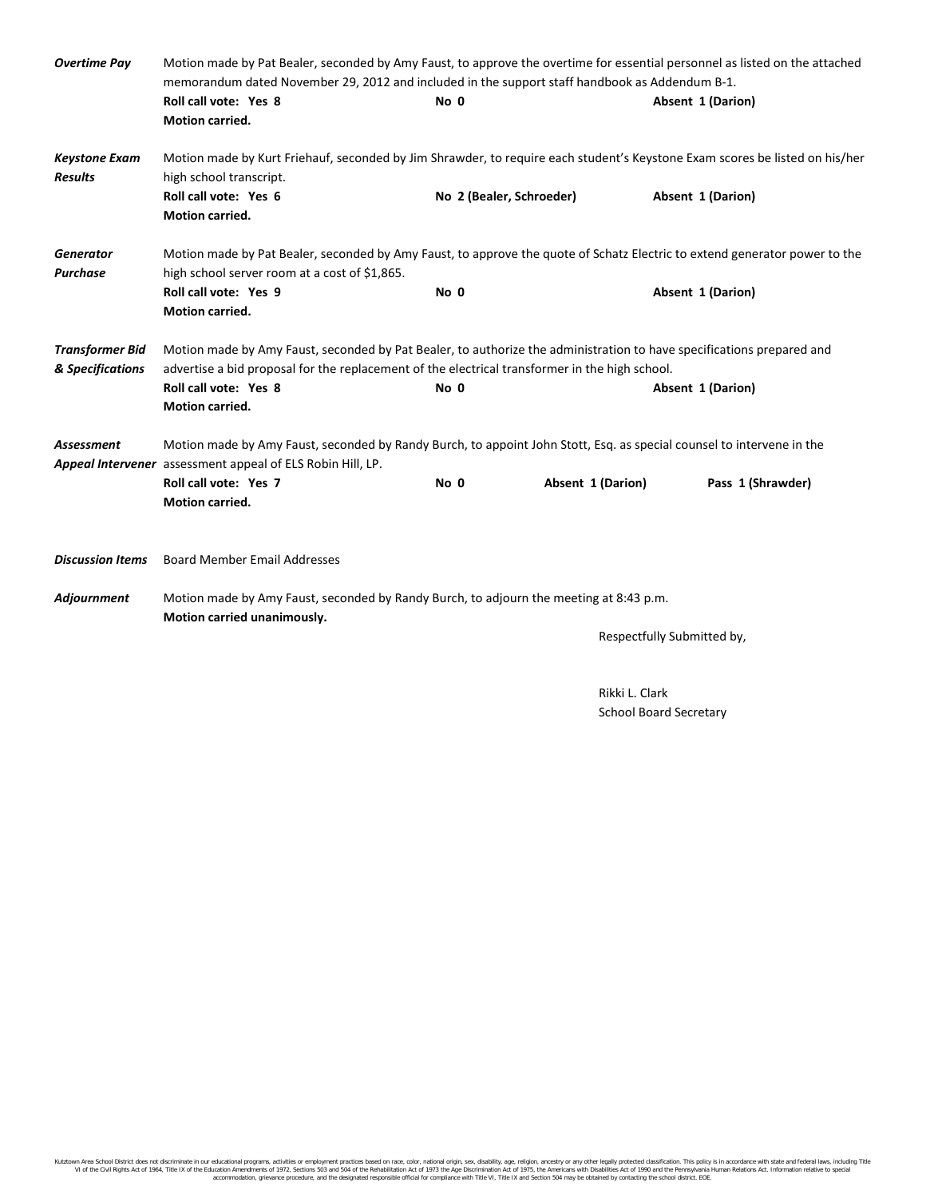***Overtime Pay***

Motion made by Pat Bealer, seconded by Amy Faust, to approve the overtime for essential personnel as listed on the attached memorandum dated November 29, 2012 and included in the support staff handbook as Addendum B-1.

**Roll call vote: Yes 8** **No 0** **Absent 1 (Darion)**
**Motion carried.**

***Keystone Exam Results***

Motion made by Kurt Friehauf, seconded by Jim Shrawder, to require each student's Keystone Exam scores be listed on his/her high school transcript.

**Roll call vote: Yes 6** **No 2 (Bealer, Schroeder)** **Absent 1 (Darion)**
**Motion carried.**

***Generator Purchase***

Motion made by Pat Bealer, seconded by Amy Faust, to approve the quote of Schatz Electric to extend generator power to the high school server room at a cost of $1,865.

**Roll call vote: Yes 9** **No 0** **Absent 1 (Darion)**
**Motion carried.**

***Transformer Bid & Specifications***

Motion made by Amy Faust, seconded by Pat Bealer, to authorize the administration to have specifications prepared and advertise a bid proposal for the replacement of the electrical transformer in the high school.

**Roll call vote: Yes 8** **No 0** **Absent 1 (Darion)**
**Motion carried.**

***Assessment Appeal Intervener***

Motion made by Amy Faust, seconded by Randy Burch, to appoint John Stott, Esq. as special counsel to intervene in the assessment appeal of ELS Robin Hill, LP.

**Roll call vote: Yes 7** **No 0** **Absent 1 (Darion)** **Pass 1 (Shrawder)**
**Motion carried.**

***Discussion Items***

Board Member Email Addresses

***Adjournment***

Motion made by Amy Faust, seconded by Randy Burch, to adjourn the meeting at 8:43 p.m.
**Motion carried unanimously.**

Respectfully Submitted by,

Rikki L. Clark
School Board Secretary

Kutztown Area School District does not discriminate in our educational programs, activities or employment practices based on race, color, national origin, sex, disability, age, religion, ancestry or any other legally protected classification. This policy is in accordance with state and federal laws, including Title VI of the Civil Rights Act of 1964, Title IX of the Education Amendments of 1972, Sections 503 and 504 of the Rehabilitation Act of 1973 the Age Discrimination Act of 1975, the Americans with Disabilities Act of 1990 and the Pennsylvania Human Relations Act. Information relative to special accommodation, grievance procedure, and the designated responsible official for compliance with Title VI, Title IX and Section 504 may be obtained by contacting the school district. EOE.